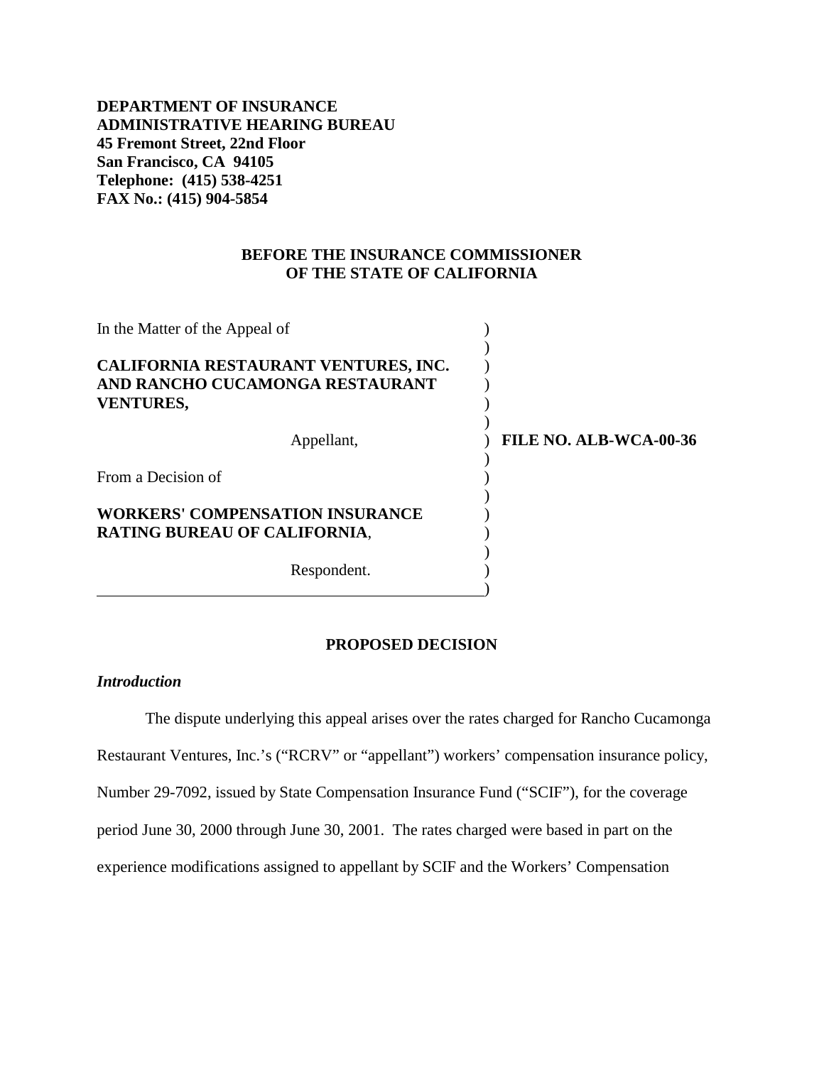**DEPARTMENT OF INSURANCE**
**ADMINISTRATIVE HEARING BUREAU**
**45 Fremont Street, 22nd Floor**
**San Francisco, CA 94105**
**Telephone: (415) 538-4251**
**FAX No.: (415) 904-5854**

**BEFORE THE INSURANCE COMMISSIONER**
**OF THE STATE OF CALIFORNIA**

In the Matter of the Appeal of

**CALIFORNIA RESTAURANT VENTURES, INC. AND RANCHO CUCAMONGA RESTAURANT VENTURES,**

Appellant,

From a Decision of

**WORKERS' COMPENSATION INSURANCE RATING BUREAU OF CALIFORNIA**,

Respondent.

**FILE NO. ALB-WCA-00-36**

## PROPOSED DECISION

### *Introduction*

The dispute underlying this appeal arises over the rates charged for Rancho Cucamonga Restaurant Ventures, Inc.'s ("RCRV" or "appellant") workers' compensation insurance policy, Number 29-7092, issued by State Compensation Insurance Fund ("SCIF"), for the coverage period June 30, 2000 through June 30, 2001. The rates charged were based in part on the experience modifications assigned to appellant by SCIF and the Workers' Compensation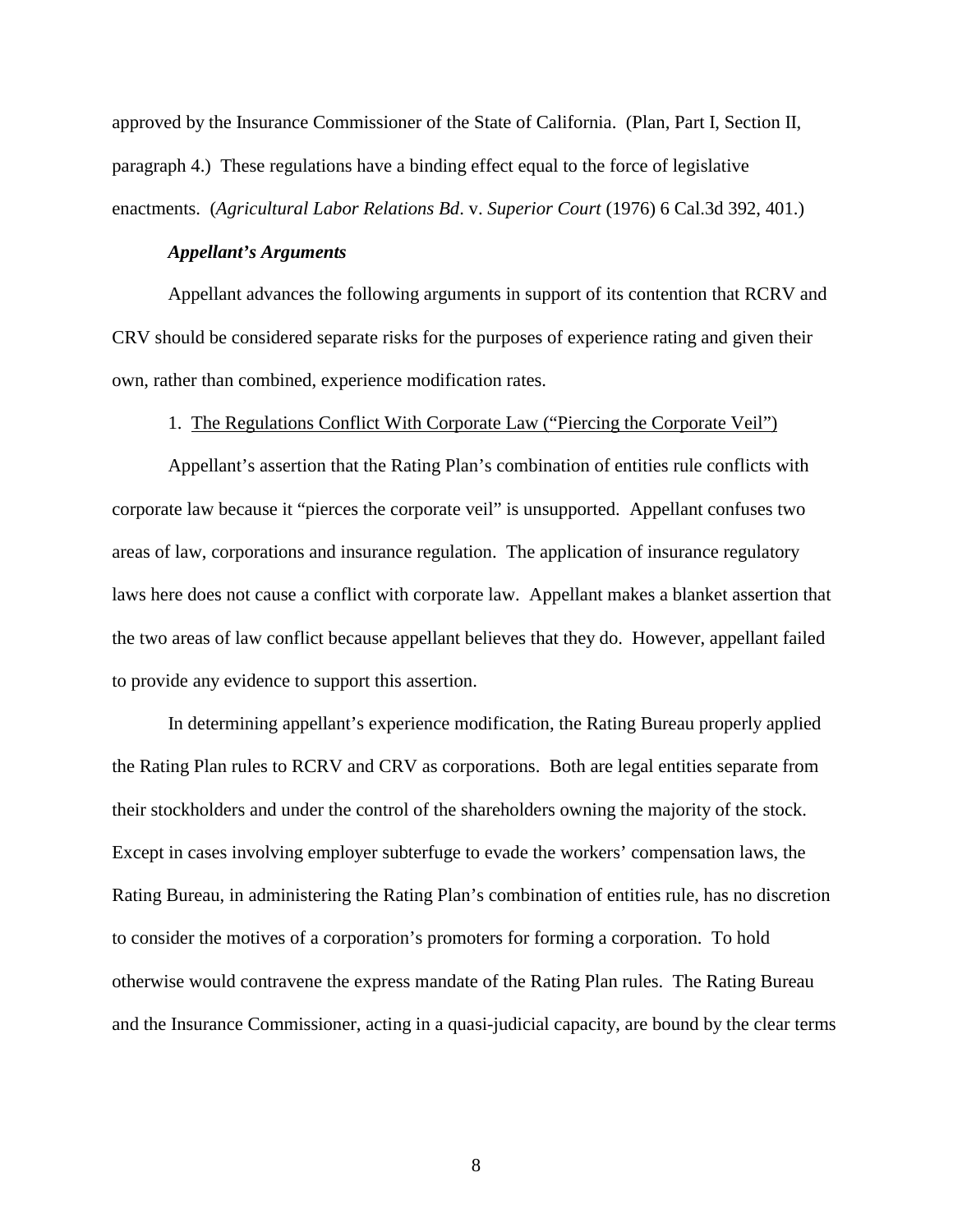approved by the Insurance Commissioner of the State of California. (Plan, Part I, Section II, paragraph 4.) These regulations have a binding effect equal to the force of legislative enactments. (*Agricultural Labor Relations Bd*. v. *Superior Court* (1976) 6 Cal.3d 392, 401.)

***Appellant's Arguments***

Appellant advances the following arguments in support of its contention that RCRV and CRV should be considered separate risks for the purposes of experience rating and given their own, rather than combined, experience modification rates.

1. <u>The Regulations Conflict With Corporate Law ("Piercing the Corporate Veil")</u>

Appellant's assertion that the Rating Plan's combination of entities rule conflicts with corporate law because it "pierces the corporate veil" is unsupported. Appellant confuses two areas of law, corporations and insurance regulation. The application of insurance regulatory laws here does not cause a conflict with corporate law. Appellant makes a blanket assertion that the two areas of law conflict because appellant believes that they do. However, appellant failed to provide any evidence to support this assertion.

In determining appellant's experience modification, the Rating Bureau properly applied the Rating Plan rules to RCRV and CRV as corporations. Both are legal entities separate from their stockholders and under the control of the shareholders owning the majority of the stock. Except in cases involving employer subterfuge to evade the workers' compensation laws, the Rating Bureau, in administering the Rating Plan's combination of entities rule, has no discretion to consider the motives of a corporation's promoters for forming a corporation. To hold otherwise would contravene the express mandate of the Rating Plan rules. The Rating Bureau and the Insurance Commissioner, acting in a quasi-judicial capacity, are bound by the clear terms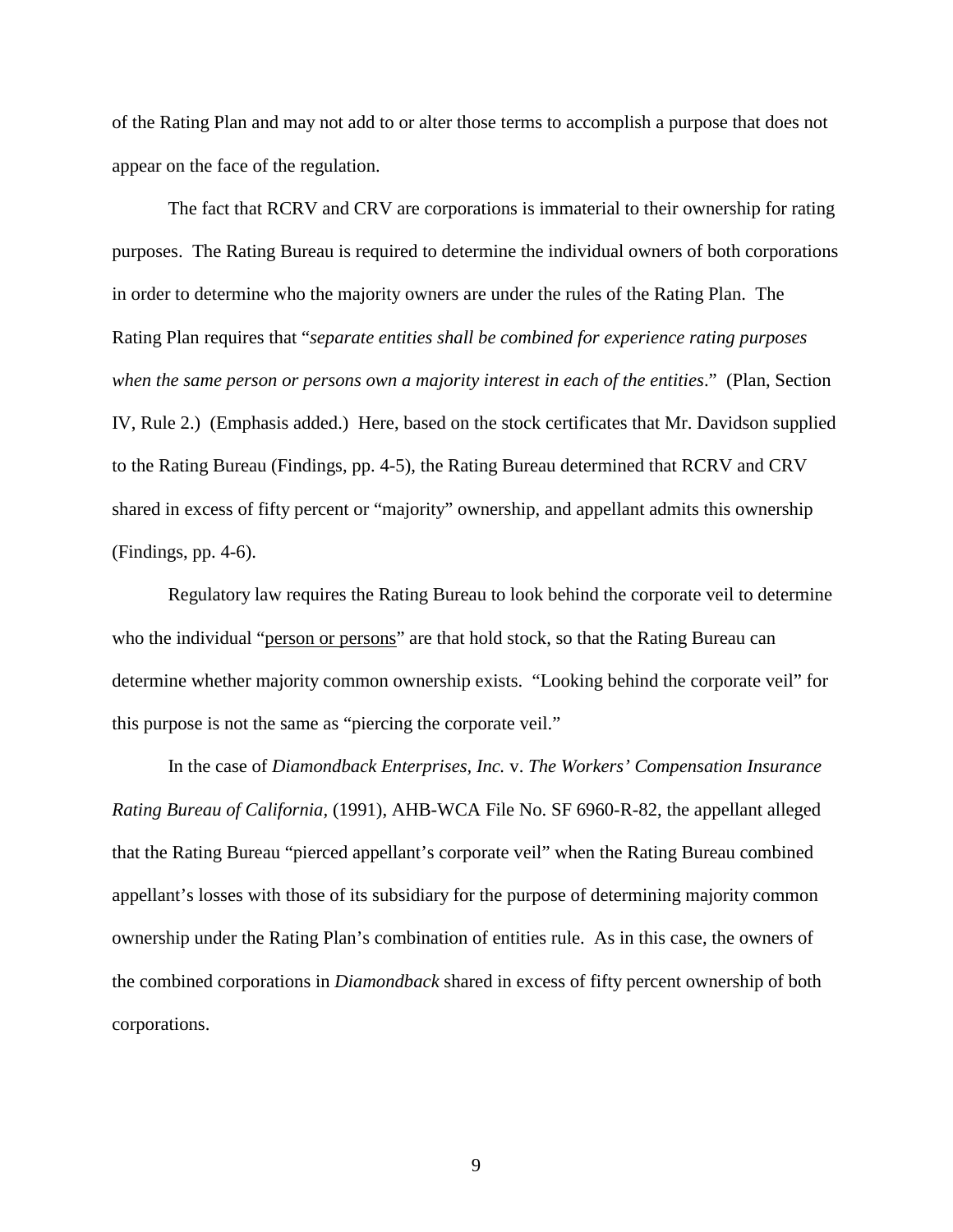of the Rating Plan and may not add to or alter those terms to accomplish a purpose that does not appear on the face of the regulation.

The fact that RCRV and CRV are corporations is immaterial to their ownership for rating purposes. The Rating Bureau is required to determine the individual owners of both corporations in order to determine who the majority owners are under the rules of the Rating Plan. The Rating Plan requires that "*separate entities shall be combined for experience rating purposes when the same person or persons own a majority interest in each of the entities*." (Plan, Section IV, Rule 2.) (Emphasis added.) Here, based on the stock certificates that Mr. Davidson supplied to the Rating Bureau (Findings, pp. 4-5), the Rating Bureau determined that RCRV and CRV shared in excess of fifty percent or "majority" ownership, and appellant admits this ownership (Findings, pp. 4-6).

Regulatory law requires the Rating Bureau to look behind the corporate veil to determine who the individual "<u>person or persons</u>" are that hold stock, so that the Rating Bureau can determine whether majority common ownership exists. "Looking behind the corporate veil" for this purpose is not the same as "piercing the corporate veil."

In the case of *Diamondback Enterprises, Inc.* v. *The Workers' Compensation Insurance Rating Bureau of California*, (1991), AHB-WCA File No. SF 6960-R-82, the appellant alleged that the Rating Bureau "pierced appellant's corporate veil" when the Rating Bureau combined appellant's losses with those of its subsidiary for the purpose of determining majority common ownership under the Rating Plan's combination of entities rule. As in this case, the owners of the combined corporations in *Diamondback* shared in excess of fifty percent ownership of both corporations.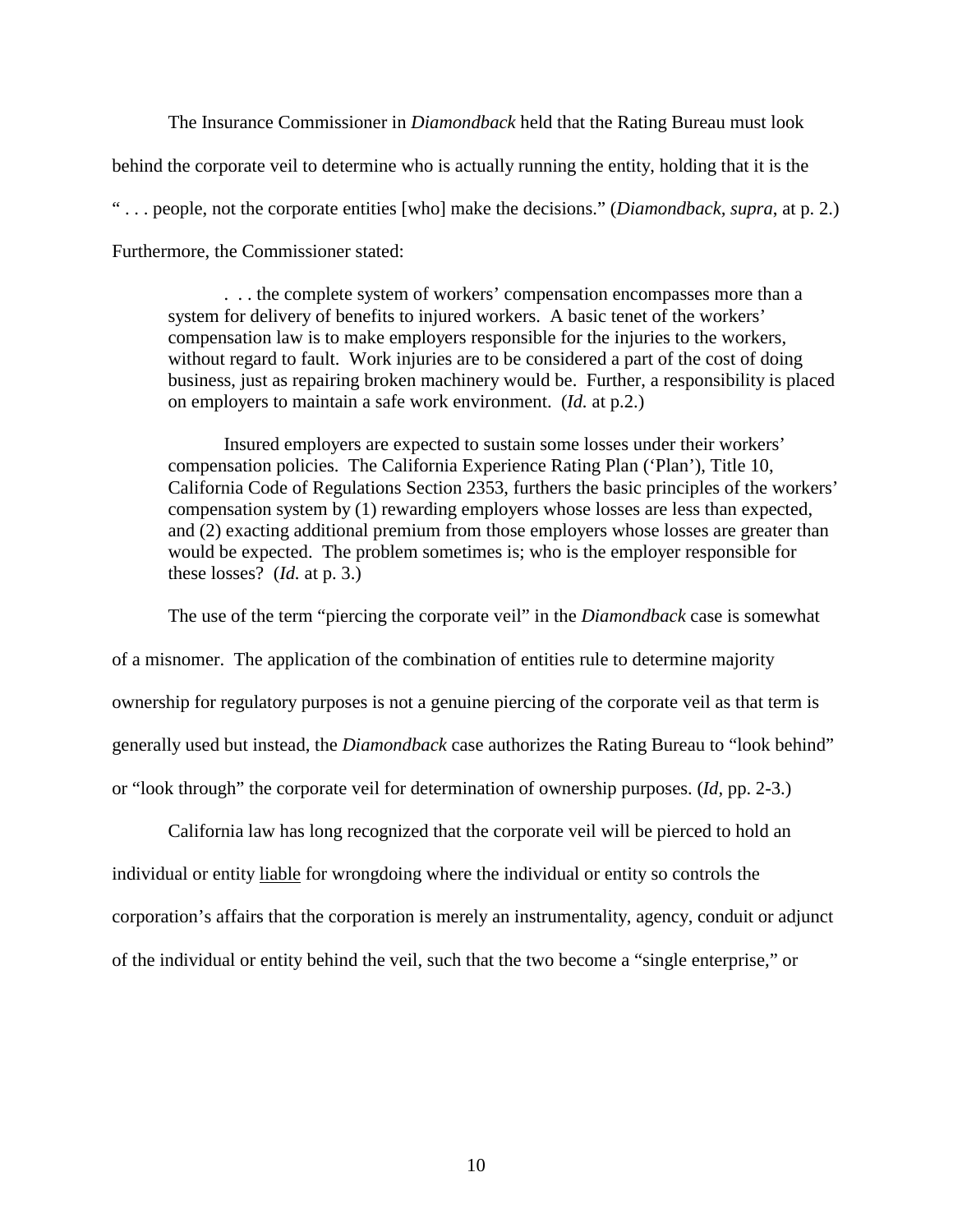The Insurance Commissioner in *Diamondback* held that the Rating Bureau must look behind the corporate veil to determine who is actually running the entity, holding that it is the " . . . people, not the corporate entities [who] make the decisions." (*Diamondback, supra*, at p. 2.) Furthermore, the Commissioner stated:

> . . . the complete system of workers' compensation encompasses more than a system for delivery of benefits to injured workers. A basic tenet of the workers' compensation law is to make employers responsible for the injuries to the workers, without regard to fault. Work injuries are to be considered a part of the cost of doing business, just as repairing broken machinery would be. Further, a responsibility is placed on employers to maintain a safe work environment. (*Id.* at p.2.)
>
> Insured employers are expected to sustain some losses under their workers' compensation policies. The California Experience Rating Plan ('Plan'), Title 10, California Code of Regulations Section 2353, furthers the basic principles of the workers' compensation system by (1) rewarding employers whose losses are less than expected, and (2) exacting additional premium from those employers whose losses are greater than would be expected. The problem sometimes is; who is the employer responsible for these losses? (*Id.* at p. 3.)

The use of the term "piercing the corporate veil" in the *Diamondback* case is somewhat of a misnomer. The application of the combination of entities rule to determine majority ownership for regulatory purposes is not a genuine piercing of the corporate veil as that term is generally used but instead, the *Diamondback* case authorizes the Rating Bureau to "look behind" or "look through" the corporate veil for determination of ownership purposes. (*Id*, pp. 2-3.)

California law has long recognized that the corporate veil will be pierced to hold an individual or entity <u>liable</u> for wrongdoing where the individual or entity so controls the corporation's affairs that the corporation is merely an instrumentality, agency, conduit or adjunct of the individual or entity behind the veil, such that the two become a "single enterprise," or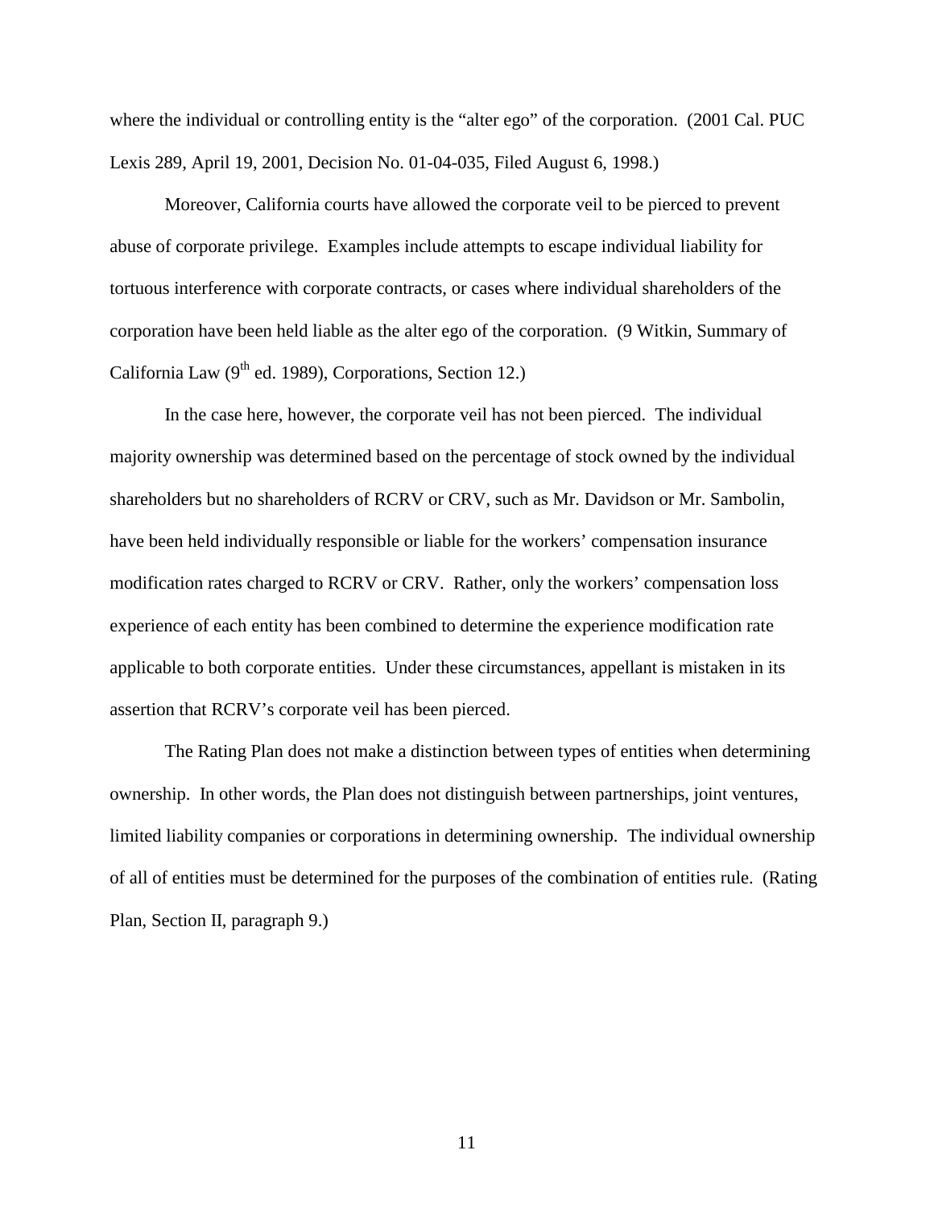where the individual or controlling entity is the "alter ego" of the corporation. (2001 Cal. PUC Lexis 289, April 19, 2001, Decision No. 01-04-035, Filed August 6, 1998.)

Moreover, California courts have allowed the corporate veil to be pierced to prevent abuse of corporate privilege. Examples include attempts to escape individual liability for tortuous interference with corporate contracts, or cases where individual shareholders of the corporation have been held liable as the alter ego of the corporation. (9 Witkin, Summary of California Law (9th ed. 1989), Corporations, Section 12.)

In the case here, however, the corporate veil has not been pierced. The individual majority ownership was determined based on the percentage of stock owned by the individual shareholders but no shareholders of RCRV or CRV, such as Mr. Davidson or Mr. Sambolin, have been held individually responsible or liable for the workers' compensation insurance modification rates charged to RCRV or CRV. Rather, only the workers' compensation loss experience of each entity has been combined to determine the experience modification rate applicable to both corporate entities. Under these circumstances, appellant is mistaken in its assertion that RCRV's corporate veil has been pierced.

The Rating Plan does not make a distinction between types of entities when determining ownership. In other words, the Plan does not distinguish between partnerships, joint ventures, limited liability companies or corporations in determining ownership. The individual ownership of all of entities must be determined for the purposes of the combination of entities rule. (Rating Plan, Section II, paragraph 9.)